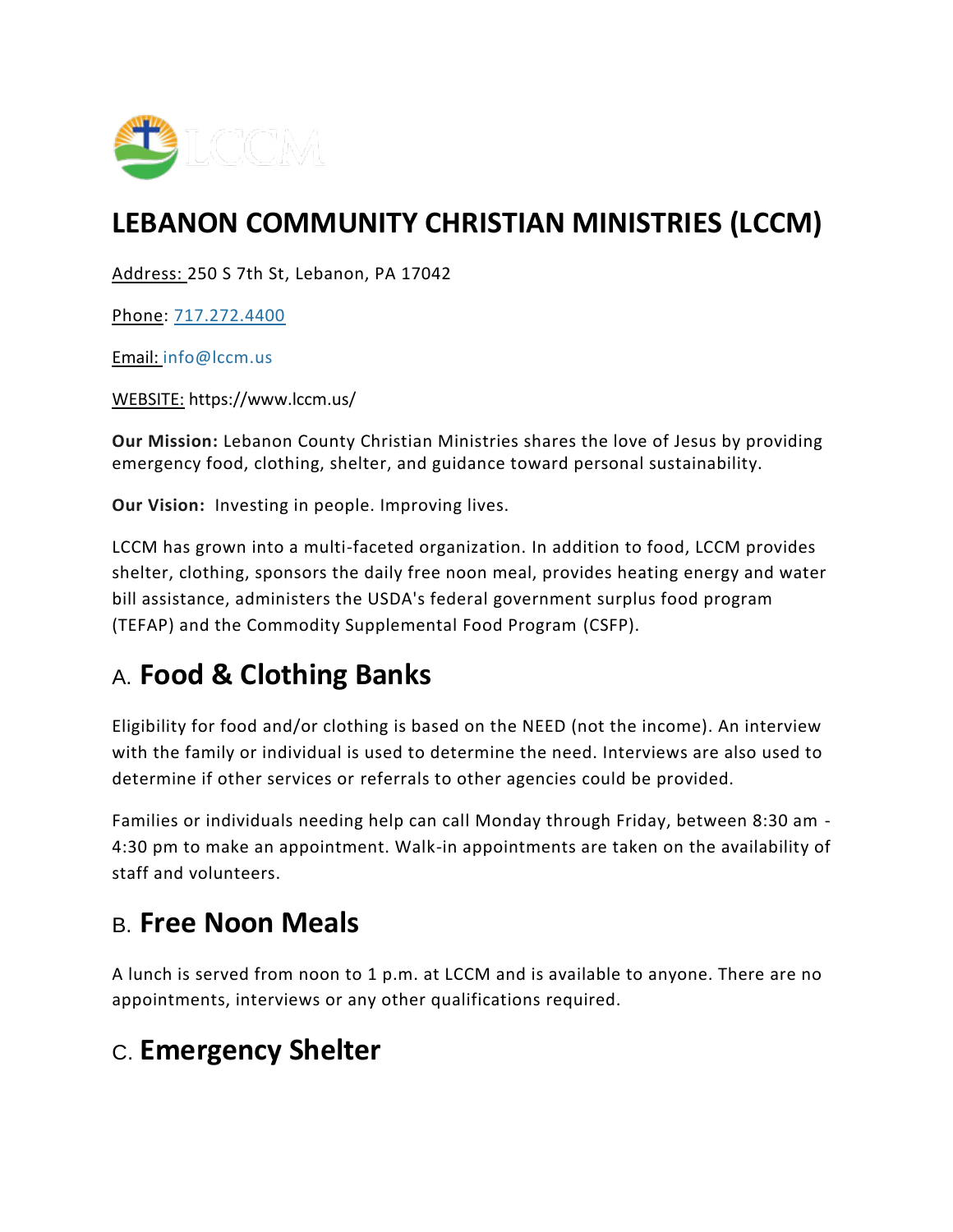# LEBANON COMMUNITY CHRISTIAN MINISTRIES (LCCM)

Address: 250 S 7th St, Lebanon, PA 17042

Phone: 717.272.4400

Email: info@lccm.us

WEBSITE: https://www.lccm.us/

**Our Mission:** Lebanon County Christian Ministries shares the love of Jesus by providing emergency food, clothing, shelter, and guidance toward personal sustainability.

**Our Vision:** Investing in people. Improving lives.

LCCM has grown into a multi-faceted organization. In addition to food, LCCM provides shelter, clothing, sponsors the daily free noon meal, provides heating energy and water bill assistance, administers the USDA's federal government surplus food program (TEFAP) and the Commodity Supplemental Food Program (CSFP).

## A. Food & Clothing Banks

Eligibility for food and/or clothing is based on the NEED (not the income). An interview with the family or individual is used to determine the need. Interviews are also used to determine if other services or referrals to other agencies could be provided.

Families or individuals needing help can call Monday through Friday, between 8:30 am - 4:30 pm to make an appointment. Walk-in appointments are taken on the availability of staff and volunteers.

## B. Free Noon Meals

A lunch is served from noon to 1 p.m. at LCCM and is available to anyone. There are no appointments, interviews or any other qualifications required.

## C. Emergency Shelter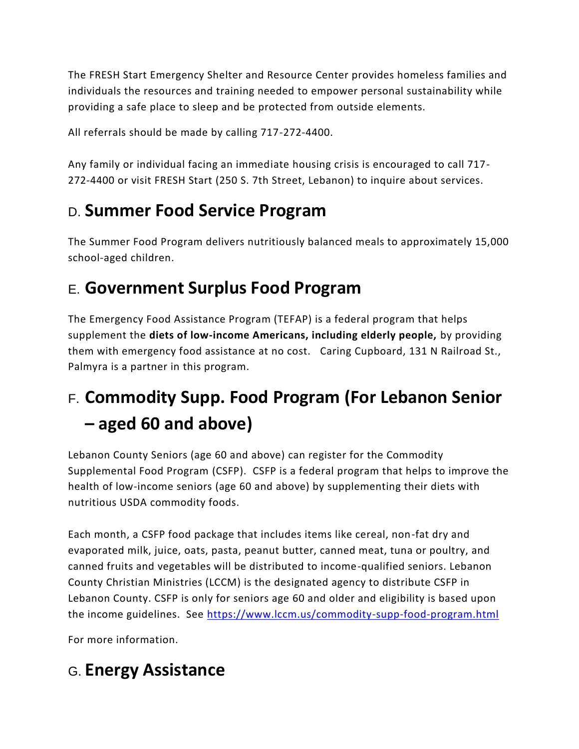The FRESH Start Emergency Shelter and Resource Center provides homeless families and individuals the resources and training needed to empower personal sustainability while providing a safe place to sleep and be protected from outside elements.

All referrals should be made by calling 717-272-4400.

Any family or individual facing an immediate housing crisis is encouraged to call 717-272-4400 or visit FRESH Start (250 S. 7th Street, Lebanon) to inquire about services.

## D. Summer Food Service Program

The Summer Food Program delivers nutritiously balanced meals to approximately 15,000 school-aged children.

## E. Government Surplus Food Program

The Emergency Food Assistance Program (TEFAP) is a federal program that helps supplement the **diets of low-income Americans, including elderly people,** by providing them with emergency food assistance at no cost. Caring Cupboard, 131 N Railroad St., Palmyra is a partner in this program.

## F. Commodity Supp. Food Program (For Lebanon Senior – aged 60 and above)

Lebanon County Seniors (age 60 and above) can register for the Commodity Supplemental Food Program (CSFP). CSFP is a federal program that helps to improve the health of low-income seniors (age 60 and above) by supplementing their diets with nutritious USDA commodity foods.

Each month, a CSFP food package that includes items like cereal, non-fat dry and evaporated milk, juice, oats, pasta, peanut butter, canned meat, tuna or poultry, and canned fruits and vegetables will be distributed to income-qualified seniors. Lebanon County Christian Ministries (LCCM) is the designated agency to distribute CSFP in Lebanon County. CSFP is only for seniors age 60 and older and eligibility is based upon the income guidelines. See [https://www.lccm.us/commodity-supp-food-program.html](https://www.lccm.us/commodity-supp-food-program.html)

For more information.

## G. Energy Assistance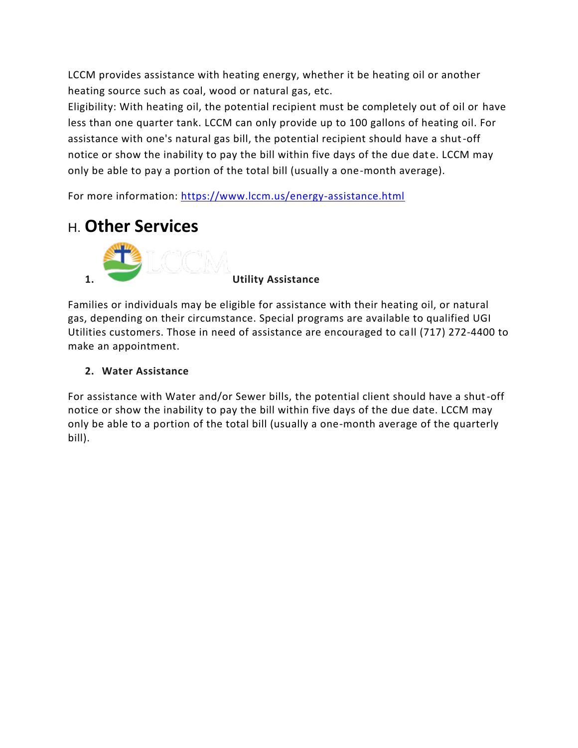LCCM provides assistance with heating energy, whether it be heating oil or another heating source such as coal, wood or natural gas, etc.

Eligibility: With heating oil, the potential recipient must be completely out of oil or have less than one quarter tank. LCCM can only provide up to 100 gallons of heating oil. For assistance with one's natural gas bill, the potential recipient should have a shut-off notice or show the inability to pay the bill within five days of the due date. LCCM may only be able to pay a portion of the total bill (usually a one-month average).

For more information: https://www.lccm.us/energy-assistance.html

## H. Other Services

1. **Utility Assistance**

Families or individuals may be eligible for assistance with their heating oil, or natural gas, depending on their circumstance. Special programs are available to qualified UGI Utilities customers. Those in need of assistance are encouraged to call (717) 272-4400 to make an appointment.

2. **Water Assistance**

For assistance with Water and/or Sewer bills, the potential client should have a shut-off notice or show the inability to pay the bill within five days of the due date. LCCM may only be able to a portion of the total bill (usually a one-month average of the quarterly bill).